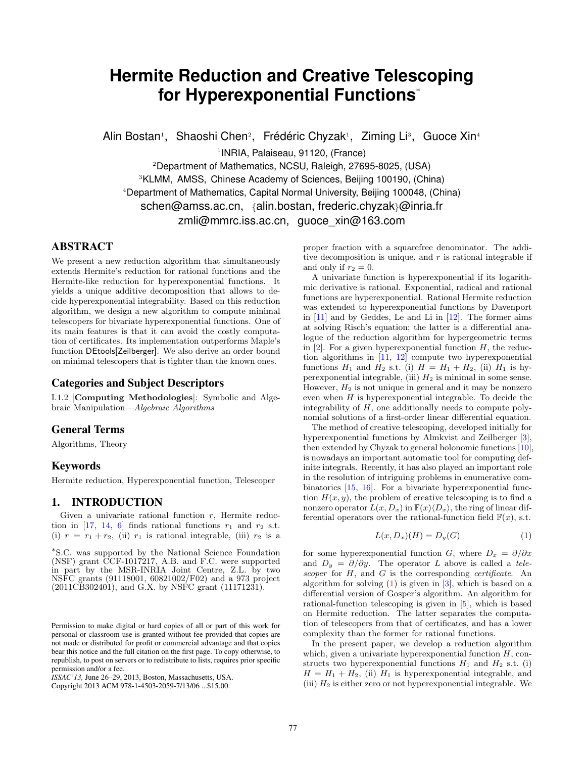# Hermite Reduction and Creative Telescoping for Hyperexponential Functions*

Alin Bostan[1], Shaoshi Chen[2], Frédéric Chyzak[1], Ziming Li[3], Guoce Xin[4]

[1]INRIA, Palaiseau, 91120, (France)

[2]Department of Mathematics, NCSU, Raleigh, 27695-8025, (USA)

[3]KLMM, AMSS, Chinese Academy of Sciences, Beijing 100190, (China)

[4]Department of Mathematics, Capital Normal University, Beijing 100048, (China)

schen@amss.ac.cn, {alin.bostan, frederic.chyzak}@inria.fr

zmli@mmrc.iss.ac.cn, guoce_xin@163.com

## ABSTRACT

We present a new reduction algorithm that simultaneously extends Hermite's reduction for rational functions and the Hermite-like reduction for hyperexponential functions. It yields a unique additive decomposition that allows to decide hyperexponential integrability. Based on this reduction algorithm, we design a new algorithm to compute minimal telescopers for bivariate hyperexponential functions. One of its main features is that it can avoid the costly computation of certificates. Its implementation outperforms Maple's function DEtools[Zeilberger]. We also derive an order bound on minimal telescopers that is tighter than the known ones.

### Categories and Subject Descriptors

I.1.2 [**Computing Methodologies**]: Symbolic and Algebraic Manipulation—*Algebraic Algorithms*

### General Terms

Algorithms, Theory

### Keywords

Hermite reduction, Hyperexponential function, Telescoper

## 1. INTRODUCTION

Given a univariate rational function $r$, Hermite reduction in [17, 14, 6] finds rational functions $r_1$ and $r_2$ s.t. (i) $r = r_1 + r_2$, (ii) $r_1$ is rational integrable, (iii) $r_2$ is a proper fraction with a squarefree denominator. The additive decomposition is unique, and $r$ is rational integrable if and only if $r_2 = 0$.

A univariate function is hyperexponential if its logarithmic derivative is rational. Exponential, radical and rational functions are hyperexponential. Rational Hermite reduction was extended to hyperexponential functions by Davenport in [11] and by Geddes, Le and Li in [12]. The former aims at solving Risch's equation; the latter is a differential analogue of the reduction algorithm for hypergeometric terms in [2]. For a given hyperexponential function $H$, the reduction algorithms in [11, 12] compute two hyperexponential functions $H_1$ and $H_2$ s.t. (i) $H = H_1 + H_2$, (ii) $H_1$ is hyperexponential integrable, (iii) $H_2$ is minimal in some sense. However, $H_2$ is not unique in general and it may be nonzero even when $H$ is hyperexponential integrable. To decide the integrability of $H$, one additionally needs to compute polynomial solutions of a first-order linear differential equation.

The method of creative telescoping, developed initially for hyperexponential functions by Almkvist and Zeilberger [3], then extended by Chyzak to general holonomic functions [10], is nowadays an important automatic tool for computing definite integrals. Recently, it has also played an important role in the resolution of intriguing problems in enumerative combinatorics [15, 16]. For a bivariate hyperexponential function $H(x, y)$, the problem of creative telescoping is to find a nonzero operator $L(x, D_x)$ in $\mathbb{F}(x)\langle D_x\rangle$, the ring of linear differential operators over the rational-function field $\mathbb{F}(x)$, s.t.

$$L(x, D_x)(H) = D_y(G) \tag{1}$$

for some hyperexponential function $G$, where $D_x = \partial/\partial x$ and $D_y = \partial/\partial y$. The operator $L$ above is called a *telescoper* for $H$, and $G$ is the corresponding *certificate*. An algorithm for solving (1) is given in [3], which is based on a differential version of Gosper's algorithm. An algorithm for rational-function telescoping is given in [5], which is based on Hermite reduction. The latter separates the computation of telescopers from that of certificates, and has a lower complexity than the former for rational functions.

In the present paper, we develop a reduction algorithm which, given a univariate hyperexponential function $H$, constructs two hyperexponential functions $H_1$ and $H_2$ s.t. (i) $H = H_1 + H_2$, (ii) $H_1$ is hyperexponential integrable, and (iii) $H_2$ is either zero or not hyperexponential integrable. We

---

*S.C. was supported by the National Science Foundation (NSF) grant CCF-1017217, A.B. and F.C. were supported in part by the MSR-INRIA Joint Centre, Z.L. by two NSFC grants (91118001, 60821002/F02) and a 973 project (2011CB302401), and G.X. by NSFC grant (11171231).

Permission to make digital or hard copies of all or part of this work for personal or classroom use is granted without fee provided that copies are not made or distributed for profit or commercial advantage and that copies bear this notice and the full citation on the first page. To copy otherwise, to republish, to post on servers or to redistribute to lists, requires prior specific permission and/or a fee.

*ISSAC'13,* June 26–29, 2013, Boston, Massachusetts, USA.

Copyright 2013 ACM 978-1-4503-2059-7/13/06 ...$15.00.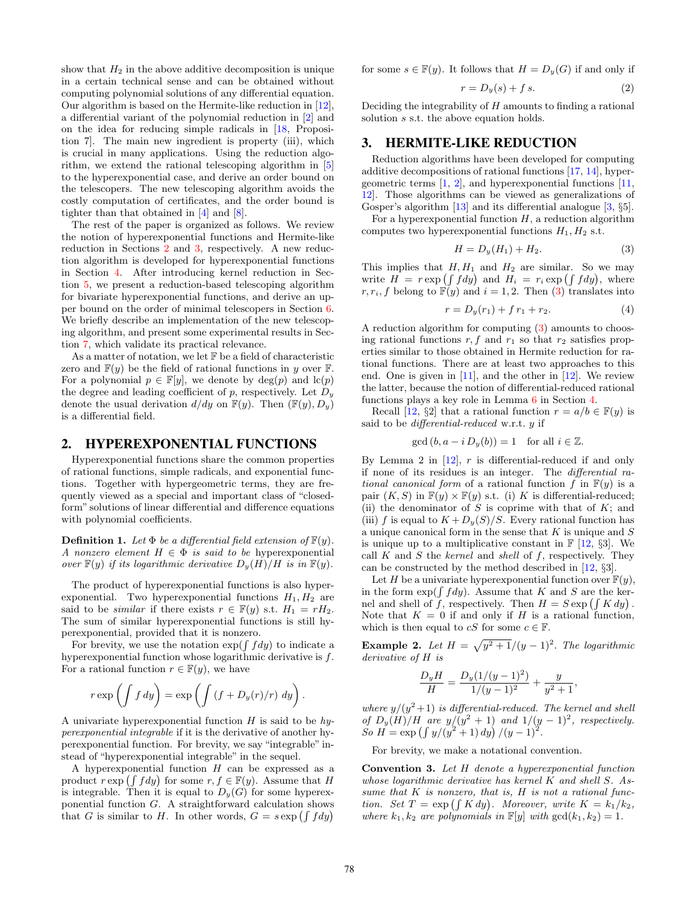show that $H_2$ in the above additive decomposition is unique in a certain technical sense and can be obtained without computing polynomial solutions of any differential equation. Our algorithm is based on the Hermite-like reduction in [12], a differential variant of the polynomial reduction in [2] and on the idea for reducing simple radicals in [18, Proposition 7]. The main new ingredient is property (iii), which is crucial in many applications. Using the reduction algorithm, we extend the rational telescoping algorithm in [5] to the hyperexponential case, and derive an order bound on the telescopers. The new telescoping algorithm avoids the costly computation of certificates, and the order bound is tighter than that obtained in [4] and [8].

The rest of the paper is organized as follows. We review the notion of hyperexponential functions and Hermite-like reduction in Sections 2 and 3, respectively. A new reduction algorithm is developed for hyperexponential functions in Section 4. After introducing kernel reduction in Section 5, we present a reduction-based telescoping algorithm for bivariate hyperexponential functions, and derive an upper bound on the order of minimal telescopers in Section 6. We briefly describe an implementation of the new telescoping algorithm, and present some experimental results in Section 7, which validate its practical relevance.

As a matter of notation, we let $\mathbb{F}$ be a field of characteristic zero and $\mathbb{F}(y)$ be the field of rational functions in $y$ over $\mathbb{F}$. For a polynomial $p \in \mathbb{F}[y]$, we denote by $\deg(p)$ and $\operatorname{lc}(p)$ the degree and leading coefficient of $p$, respectively. Let $D_y$ denote the usual derivation $d/dy$ on $\mathbb{F}(y)$. Then $(\mathbb{F}(y), D_y)$ is a differential field.

## 2. HYPEREXPONENTIAL FUNCTIONS

Hyperexponential functions share the common properties of rational functions, simple radicals, and exponential functions. Together with hypergeometric terms, they are frequently viewed as a special and important class of "closed-form" solutions of linear differential and difference equations with polynomial coefficients.

**Definition 1.** *Let $\Phi$ be a differential field extension of $\mathbb{F}(y)$. A nonzero element $H \in \Phi$ is said to be* hyperexponential *over $\mathbb{F}(y)$ if its logarithmic derivative $D_y(H)/H$ is in $\mathbb{F}(y)$.*

The product of hyperexponential functions is also hyperexponential. Two hyperexponential functions $H_1, H_2$ are said to be *similar* if there exists $r \in \mathbb{F}(y)$ s.t. $H_1 = rH_2$. The sum of similar hyperexponential functions is still hyperexponential, provided that it is nonzero.

For brevity, we use the notation $\exp(\int f dy)$ to indicate a hyperexponential function whose logarithmic derivative is $f$. For a rational function $r \in \mathbb{F}(y)$, we have

$$r \exp\left(\int f\, dy\right) = \exp\left(\int \left(f + D_y(r)/r\right)\, dy\right).$$

A univariate hyperexponential function $H$ is said to be *hyperexponential integrable* if it is the derivative of another hyperexponential function. For brevity, we say "integrable" instead of "hyperexponential integrable" in the sequel.

A hyperexponential function $H$ can be expressed as a product $r \exp\left(\int f dy\right)$ for some $r, f \in \mathbb{F}(y)$. Assume that $H$ is integrable. Then it is equal to $D_y(G)$ for some hyperexponential function $G$. A straightforward calculation shows that $G$ is similar to $H$. In other words, $G = s \exp\left(\int f dy\right)$ for some $s \in \mathbb{F}(y)$. It follows that $H = D_y(G)$ if and only if

$$r = D_y(s) + f\, s. \tag{2}$$

Deciding the integrability of $H$ amounts to finding a rational solution $s$ s.t. the above equation holds.

## 3. HERMITE-LIKE REDUCTION

Reduction algorithms have been developed for computing additive decompositions of rational functions [17, 14], hypergeometric terms [1, 2], and hyperexponential functions [11, 12]. Those algorithms can be viewed as generalizations of Gosper's algorithm [13] and its differential analogue [3, §5].

For a hyperexponential function $H$, a reduction algorithm computes two hyperexponential functions $H_1, H_2$ s.t.

$$H = D_y(H_1) + H_2. \tag{3}$$

This implies that $H, H_1$ and $H_2$ are similar. So we may write $H = r \exp\left(\int f dy\right)$ and $H_i = r_i \exp\left(\int f dy\right)$, where $r, r_i, f$ belong to $\mathbb{F}(y)$ and $i = 1, 2$. Then (3) translates into

$$r = D_y(r_1) + f\, r_1 + r_2. \tag{4}$$

A reduction algorithm for computing (3) amounts to choosing rational functions $r, f$ and $r_1$ so that $r_2$ satisfies properties similar to those obtained in Hermite reduction for rational functions. There are at least two approaches to this end. One is given in [11], and the other in [12]. We review the latter, because the notion of differential-reduced rational functions plays a key role in Lemma 6 in Section 4.

Recall [12, §2] that a rational function $r = a/b \in \mathbb{F}(y)$ is said to be *differential-reduced* w.r.t. $y$ if

$$\gcd\left(b, a - i\, D_y(b)\right) = 1 \quad \text{for all } i \in \mathbb{Z}.$$

By Lemma 2 in [12], $r$ is differential-reduced if and only if none of its residues is an integer. The *differential rational canonical form* of a rational function $f$ in $\mathbb{F}(y)$ is a pair $(K, S)$ in $\mathbb{F}(y) \times \mathbb{F}(y)$ s.t. (i) $K$ is differential-reduced; (ii) the denominator of $S$ is coprime with that of $K$; and (iii) $f$ is equal to $K + D_y(S)/S$. Every rational function has a unique canonical form in the sense that $K$ is unique and $S$ is unique up to a multiplicative constant in $\mathbb{F}$ [12, §3]. We call $K$ and $S$ the *kernel* and *shell* of $f$, respectively. They can be constructed by the method described in [12, §3].

Let $H$ be a univariate hyperexponential function over $\mathbb{F}(y)$, in the form $\exp(\int f dy)$. Assume that $K$ and $S$ are the kernel and shell of $f$, respectively. Then $H = S \exp\left(\int K\, dy\right)$. Note that $K = 0$ if and only if $H$ is a rational function, which is then equal to $cS$ for some $c \in \mathbb{F}$.

**Example 2.** *Let $H = \sqrt{y^2+1}/(y-1)^2$. The logarithmic derivative of $H$ is*

$$\frac{D_y H}{H} = \frac{D_y(1/(y-1)^2)}{1/(y-1)^2} + \frac{y}{y^2+1},$$

*where $y/(y^2+1)$ is differential-reduced. The kernel and shell of $D_y(H)/H$ are $y/(y^2+1)$ and $1/(y-1)^2$, respectively. So $H = \exp\left(\int y/(y^2+1)\, dy\right)/(y-1)^2$.*

For brevity, we make a notational convention.

**Convention 3.** *Let $H$ denote a hyperexponential function whose logarithmic derivative has kernel $K$ and shell $S$. Assume that $K$ is nonzero, that is, $H$ is not a rational function. Set $T = \exp\left(\int K\, dy\right)$. Moreover, write $K = k_1/k_2$, where $k_1, k_2$ are polynomials in $\mathbb{F}[y]$ with $\gcd(k_1, k_2) = 1$.*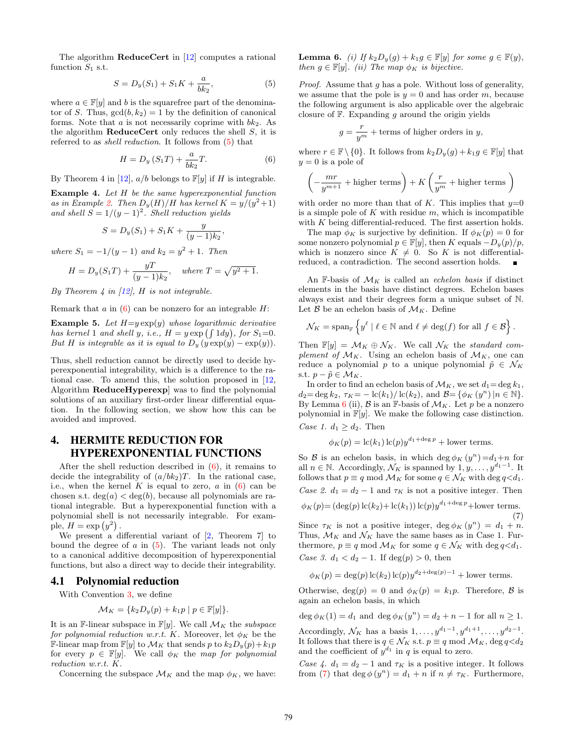The algorithm **ReduceCert** in [12] computes a rational function $S_1$ s.t.

$$S = D_y(S_1) + S_1 K + \frac{a}{bk_2}, \tag{5}$$

where $a \in \mathbb{F}[y]$ and $b$ is the squarefree part of the denominator of $S$. Thus, $\gcd(b, k_2) = 1$ by the definition of canonical forms. Note that $a$ is not necessarily coprime with $bk_2$. As the algorithm **ReduceCert** only reduces the shell $S$, it is referred to as *shell reduction*. It follows from (5) that

$$H = D_y(S_1 T) + \frac{a}{bk_2} T. \tag{6}$$

By Theorem 4 in [12], $a/b$ belongs to $\mathbb{F}[y]$ if $H$ is integrable.

**Example 4.** *Let $H$ be the same hyperexponential function as in Example 2. Then $D_y(H)/H$ has kernel $K = y/(y^2+1)$ and shell $S = 1/(y-1)^2$. Shell reduction yields*

$$S = D_y(S_1) + S_1 K + \frac{y}{(y-1)k_2},$$

*where $S_1 = -1/(y-1)$ and $k_2 = y^2+1$. Then*

$$H = D_y(S_1 T) + \frac{yT}{(y-1)k_2}, \quad \textit{where } T = \sqrt{y^2+1}.$$

*By Theorem 4 in [12], $H$ is not integrable.*

Remark that $a$ in (6) can be nonzero for an integrable $H$:

**Example 5.** *Let $H = y\exp(y)$ whose logarithmic derivative has kernel 1 and shell $y$, i.e., $H = y\exp\left(\int 1 dy\right)$, for $S_1 = 0$. But $H$ is integrable as it is equal to $D_y\left(y\exp(y) - \exp(y)\right)$.*

Thus, shell reduction cannot be directly used to decide hyperexponential integrability, which is a difference to the rational case. To amend this, the solution proposed in [12, Algorithm **ReduceHyperexp**] was to find the polynomial solutions of an auxiliary first-order linear differential equation. In the following section, we show how this can be avoided and improved.

# 4. HERMITE REDUCTION FOR HYPEREXPONENTIAL FUNCTIONS

After the shell reduction described in (6), it remains to decide the integrability of $(a/bk_2)T$. In the rational case, i.e., when the kernel $K$ is equal to zero, $a$ in (6) can be chosen s.t. $\deg(a) < \deg(b)$, because all polynomials are rational integrable. But a hyperexponential function with a polynomial shell is not necessarily integrable. For example, $H = \exp\left(y^2\right)$.

We present a differential variant of [2, Theorem 7] to bound the degree of $a$ in (5). The variant leads not only to a canonical additive decomposition of hyperexponential functions, but also a direct way to decide their integrability.

## 4.1 Polynomial reduction

With Convention 3, we define

$$\mathcal{M}_K = \{k_2 D_y(p) + k_1 p \mid p \in \mathbb{F}[y]\}.$$

It is an $\mathbb{F}$-linear subspace in $\mathbb{F}[y]$. We call $\mathcal{M}_K$ the *subspace for polynomial reduction w.r.t. $K$*. Moreover, let $\phi_K$ be the $\mathbb{F}$-linear map from $\mathbb{F}[y]$ to $\mathcal{M}_K$ that sends $p$ to $k_2 D_y(p) + k_1 p$ for every $p \in \mathbb{F}[y]$. We call $\phi_K$ the *map for polynomial reduction w.r.t. $K$*.

Concerning the subspace $\mathcal{M}_K$ and the map $\phi_K$, we have:

**Lemma 6.** *(i) If $k_2 D_y(g) + k_1 g \in \mathbb{F}[y]$ for some $g \in \mathbb{F}(y)$, then $g \in \mathbb{F}[y]$. (ii) The map $\phi_K$ is bijective.*

*Proof.* Assume that $g$ has a pole. Without loss of generality, we assume that the pole is $y = 0$ and has order $m$, because the following argument is also applicable over the algebraic closure of $\mathbb{F}$. Expanding $g$ around the origin yields

$$g = \frac{r}{y^m} + \text{terms of higher orders in } y,$$

where $r \in \mathbb{F} \setminus \{0\}$. It follows from $k_2 D_y(g) + k_1 g \in \mathbb{F}[y]$ that $y = 0$ is a pole of

$$\left(-\frac{mr}{y^{m+1}} + \text{higher terms}\right) + K\left(\frac{r}{y^m} + \text{higher terms}\right)$$

with order no more than that of $K$. This implies that $y=0$ is a simple pole of $K$ with residue $m$, which is incompatible with $K$ being differential-reduced. The first assertion holds.

The map $\phi_K$ is surjective by definition. If $\phi_K(p) = 0$ for some nonzero polynomial $p \in \mathbb{F}[y]$, then $K$ equals $-D_y(p)/p$, which is nonzero since $K \neq 0$. So $K$ is not differential-reduced, a contradiction. The second assertion holds. ∎

An $\mathbb{F}$-basis of $\mathcal{M}_K$ is called an *echelon basis* if distinct elements in the basis have distinct degrees. Echelon bases always exist and their degrees form a unique subset of $\mathbb{N}$. Let $\mathcal{B}$ be an echelon basis of $\mathcal{M}_K$. Define

$$\mathcal{N}_K = \operatorname{span}_{\mathbb{F}}\left\{y^\ell \mid \ell \in \mathbb{N} \text{ and } \ell \neq \deg(f) \text{ for all } f \in \mathcal{B}\right\}.$$

Then $\mathbb{F}[y] = \mathcal{M}_K \oplus \mathcal{N}_K$. We call $\mathcal{N}_K$ the *standard complement* of $\mathcal{M}_K$. Using an echelon basis of $\mathcal{M}_K$, one can reduce a polynomial $p$ to a unique polynomial $\tilde{p} \in \mathcal{N}_K$ s.t. $p - \tilde{p} \in \mathcal{M}_K$.

In order to find an echelon basis of $\mathcal{M}_K$, we set $d_1 = \deg k_1$, $d_2 = \deg k_2$, $\tau_K = -\operatorname{lc}(k_1)/\operatorname{lc}(k_2)$, and $\mathcal{B} = \{\phi_K(y^n) \mid n \in \mathbb{N}\}$. By Lemma 6 (ii), $\mathcal{B}$ is an $\mathbb{F}$-basis of $\mathcal{M}_K$. Let $p$ be a nonzero polynomial in $\mathbb{F}[y]$. We make the following case distinction.

*Case 1.* $d_1 \geq d_2$. Then

$$\phi_K(p) = \operatorname{lc}(k_1)\operatorname{lc}(p) y^{d_1 + \deg p} + \text{lower terms}.$$

So $\mathcal{B}$ is an echelon basis, in which $\deg \phi_K(y^n) = d_1 + n$ for all $n \in \mathbb{N}$. Accordingly, $\mathcal{N}_K$ is spanned by $1, y, \ldots, y^{d_1 - 1}$. It follows that $p \equiv q \bmod \mathcal{M}_K$ for some $q \in \mathcal{N}_K$ with $\deg q < d_1$.

*Case 2.* $d_1 = d_2 - 1$ and $\tau_K$ is not a positive integer. Then

$$\phi_K(p) = (\deg(p)\operatorname{lc}(k_2) + \operatorname{lc}(k_1))\operatorname{lc}(p) y^{d_1 + \deg p} + \text{lower terms}. \tag{7}$$

Since $\tau_K$ is not a positive integer, $\deg \phi_K(y^n) = d_1 + n$. Thus, $\mathcal{M}_K$ and $\mathcal{N}_K$ have the same bases as in Case 1. Furthermore, $p \equiv q \bmod \mathcal{M}_K$ for some $q \in \mathcal{N}_K$ with $\deg q < d_1$.

*Case 3.* $d_1 < d_2 - 1$. If $\deg(p) > 0$, then

$$\phi_K(p) = \deg(p)\operatorname{lc}(k_2)\operatorname{lc}(p) y^{d_2 + \deg(p) - 1} + \text{lower terms}.$$

Otherwise, $\deg(p) = 0$ and $\phi_K(p) = k_1 p$. Therefore, $\mathcal{B}$ is again an echelon basis, in which

$$\deg \phi_K(1) = d_1 \text{ and } \deg \phi_K(y^n) = d_2 + n - 1 \text{ for all } n \geq 1.$$

Accordingly, $\mathcal{N}_K$ has a basis $1, \ldots, y^{d_1 - 1}, y^{d_1 + 1}, \ldots, y^{d_2 - 1}$. It follows that there is $q \in \mathcal{N}_K$ s.t. $p \equiv q \bmod \mathcal{M}_K$, $\deg q < d_2$ and the coefficient of $y^{d_1}$ in $q$ is equal to zero.

*Case 4.* $d_1 = d_2 - 1$ and $\tau_K$ is a positive integer. It follows from (7) that $\deg \phi(y^n) = d_1 + n$ if $n \neq \tau_K$. Furthermore,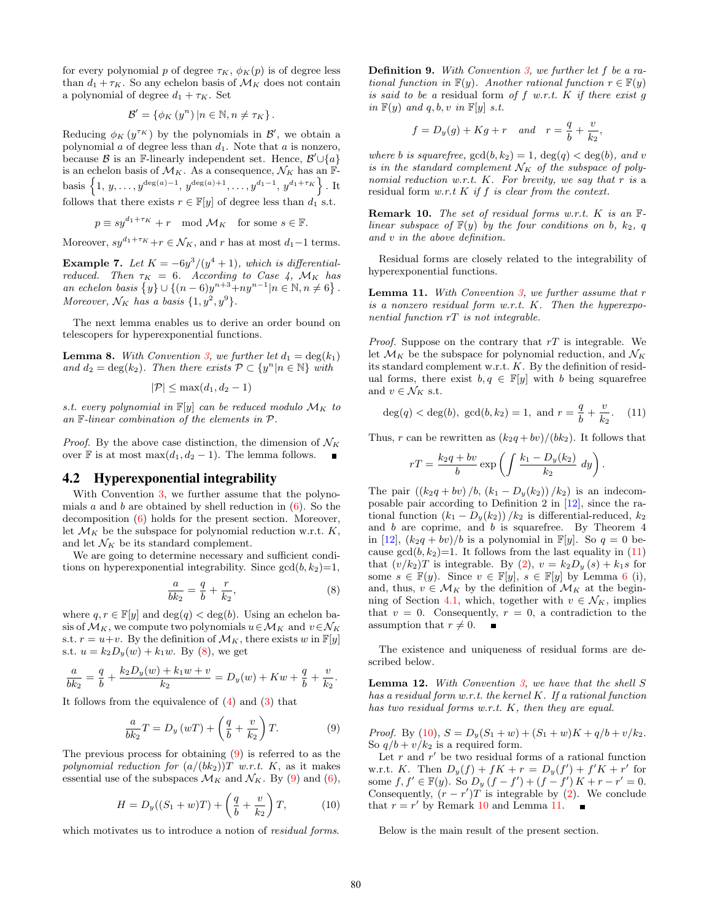for every polynomial $p$ of degree $\tau_K$, $\phi_K(p)$ is of degree less than $d_1+\tau_K$. So any echelon basis of $\mathcal{M}_K$ does not contain a polynomial of degree $d_1+\tau_K$. Set

$$\mathcal{B}' = \{\phi_K(y^n) \,|\, n\in\mathbb{N}, n\neq \tau_K\}.$$

Reducing $\phi_K(y^{\tau_K})$ by the polynomials in $\mathcal{B}'$, we obtain a polynomial $a$ of degree less than $d_1$. Note that $a$ is nonzero, because $\mathcal{B}$ is an $\mathbb{F}$-linearly independent set. Hence, $\mathcal{B}'\cup\{a\}$ is an echelon basis of $\mathcal{M}_K$. As a consequence, $\mathcal{N}_K$ has an $\mathbb{F}$-basis $\left\{1,\, y, \ldots, y^{\deg(a)-1},\, y^{\deg(a)+1}, \ldots, y^{d_1-1},\, y^{d_1+\tau_K}\right\}$. It follows that there exists $r\in\mathbb{F}[y]$ of degree less than $d_1$ s.t.

$$p \equiv s y^{d_1+\tau_K} + r \mod \mathcal{M}_K \quad \text{for some } s\in\mathbb{F}.$$

Moreover, $sy^{d_1+\tau_K}+r\in\mathcal{N}_K$, and $r$ has at most $d_1-1$ terms.

**Example 7.** *Let $K=-6y^3/(y^4+1)$, which is differential-reduced. Then $\tau_K=6$. According to Case 4, $\mathcal{M}_K$ has an echelon basis $\{y\}\cup\{(n-6)y^{n+3}+ny^{n-1} | n\in\mathbb{N}, n\neq 6\}$. Moreover, $\mathcal{N}_K$ has a basis $\{1, y^2, y^9\}$.*

The next lemma enables us to derive an order bound on telescopers for hyperexponential functions.

**Lemma 8.** *With Convention 3, we further let $d_1=\deg(k_1)$ and $d_2=\deg(k_2)$. Then there exists $\mathcal{P}\subset\{y^n|n\in\mathbb{N}\}$ with*

$$|\mathcal{P}|\leq \max(d_1, d_2-1)$$

*s.t. every polynomial in $\mathbb{F}[y]$ can be reduced modulo $\mathcal{M}_K$ to an $\mathbb{F}$-linear combination of the elements in $\mathcal{P}$.*

*Proof.* By the above case distinction, the dimension of $\mathcal{N}_K$ over $\mathbb{F}$ is at most $\max(d_1, d_2-1)$. The lemma follows. ∎

## 4.2 Hyperexponential integrability

With Convention 3, we further assume that the polynomials $a$ and $b$ are obtained by shell reduction in (6). So the decomposition (6) holds for the present section. Moreover, let $\mathcal{M}_K$ be the subspace for polynomial reduction w.r.t. $K$, and let $\mathcal{N}_K$ be its standard complement.

We are going to determine necessary and sufficient conditions on hyperexponential integrability. Since $\gcd(b,k_2)=1$,

$$\frac{a}{bk_2} = \frac{q}{b} + \frac{r}{k_2}, \tag{8}$$

where $q,r\in\mathbb{F}[y]$ and $\deg(q)<\deg(b)$. Using an echelon basis of $\mathcal{M}_K$, we compute two polynomials $u\in\mathcal{M}_K$ and $v\in\mathcal{N}_K$ s.t. $r=u+v$. By the definition of $\mathcal{M}_K$, there exists $w$ in $\mathbb{F}[y]$ s.t. $u=k_2D_y(w)+k_1w$. By (8), we get

$$\frac{a}{bk_2} = \frac{q}{b} + \frac{k_2D_y(w)+k_1w+v}{k_2} = D_y(w)+Kw+\frac{q}{b}+\frac{v}{k_2}.$$

It follows from the equivalence of (4) and (3) that

$$\frac{a}{bk_2}T = D_y(wT) + \left(\frac{q}{b}+\frac{v}{k_2}\right)T. \tag{9}$$

The previous process for obtaining (9) is referred to as the *polynomial reduction for* $(a/(bk_2))T$ *w.r.t.* $K$, as it makes essential use of the subspaces $\mathcal{M}_K$ and $\mathcal{N}_K$. By (9) and (6),

$$H = D_y((S_1+w)T) + \left(\frac{q}{b}+\frac{v}{k_2}\right)T, \tag{10}$$

which motivates us to introduce a notion of *residual forms*.

**Definition 9.** *With Convention 3, we further let $f$ be a rational function in $\mathbb{F}(y)$. Another rational function $r\in\mathbb{F}(y)$ is said to be a* residual form *of $f$ w.r.t. $K$ if there exist $g$ in $\mathbb{F}(y)$ and $q,b,v$ in $\mathbb{F}[y]$ s.t.*

$$f = D_y(g)+Kg+r \quad \text{and} \quad r=\frac{q}{b}+\frac{v}{k_2},$$

*where $b$ is squarefree, $\gcd(b,k_2)=1$, $\deg(q)<\deg(b)$, and $v$ is in the standard complement $\mathcal{N}_K$ of the subspace of polynomial reduction w.r.t. $K$. For brevity, we say that $r$ is a* residual form *w.r.t $K$ if $f$ is clear from the context.*

**Remark 10.** *The set of residual forms w.r.t. $K$ is an $\mathbb{F}$-linear subspace of $\mathbb{F}(y)$ by the four conditions on $b$, $k_2$, $q$ and $v$ in the above definition.*

Residual forms are closely related to the integrability of hyperexponential functions.

**Lemma 11.** *With Convention 3, we further assume that $r$ is a nonzero residual form w.r.t. $K$. Then the hyperexponential function $rT$ is not integrable.*

*Proof.* Suppose on the contrary that $rT$ is integrable. We let $\mathcal{M}_K$ be the subspace for polynomial reduction, and $\mathcal{N}_K$ its standard complement w.r.t. $K$. By the definition of residual forms, there exist $b,q\in\mathbb{F}[y]$ with $b$ being squarefree and $v\in\mathcal{N}_K$ s.t.

$$\deg(q)<\deg(b),\ \gcd(b,k_2)=1,\ \text{and}\ r=\frac{q}{b}+\frac{v}{k_2}. \tag{11}$$

Thus, $r$ can be rewritten as $(k_2q+bv)/(bk_2)$. It follows that

$$rT = \frac{k_2q+bv}{b}\exp\left(\int \frac{k_1-D_y(k_2)}{k_2}\,dy\right).$$

The pair $((k_2q+bv)/b,\, (k_1-D_y(k_2))/k_2)$ is an indecomposable pair according to Definition 2 in [12], since the rational function $(k_1-D_y(k_2))/k_2$ is differential-reduced, $k_2$ and $b$ are coprime, and $b$ is squarefree. By Theorem 4 in [12], $(k_2q+bv)/b$ is a polynomial in $\mathbb{F}[y]$. So $q=0$ because $\gcd(b,k_2)=1$. It follows from the last equality in (11) that $(v/k_2)T$ is integrable. By (2), $v=k_2D_y(s)+k_1s$ for some $s\in\mathbb{F}(y)$. Since $v\in\mathbb{F}[y]$, $s\in\mathbb{F}[y]$ by Lemma 6 (i), and, thus, $v\in\mathcal{M}_K$ by the definition of $\mathcal{M}_K$ at the beginning of Section 4.1, which, together with $v\in\mathcal{N}_K$, implies that $v=0$. Consequently, $r=0$, a contradiction to the assumption that $r\neq 0$. ∎

The existence and uniqueness of residual forms are described below.

**Lemma 12.** *With Convention 3, we have that the shell $S$ has a residual form w.r.t. the kernel $K$. If a rational function has two residual forms w.r.t. $K$, then they are equal.*

*Proof.* By (10), $S=D_y(S_1+w)+(S_1+w)K+q/b+v/k_2$. So $q/b+v/k_2$ is a required form.

Let $r$ and $r'$ be two residual forms of a rational function w.r.t. $K$. Then $D_y(f)+fK+r=D_y(f')+f'K+r'$ for some $f,f'\in\mathbb{F}(y)$. So $D_y(f-f')+(f-f')K+r-r'=0$. Consequently, $(r-r')T$ is integrable by (2). We conclude that $r=r'$ by Remark 10 and Lemma 11. ∎

Below is the main result of the present section.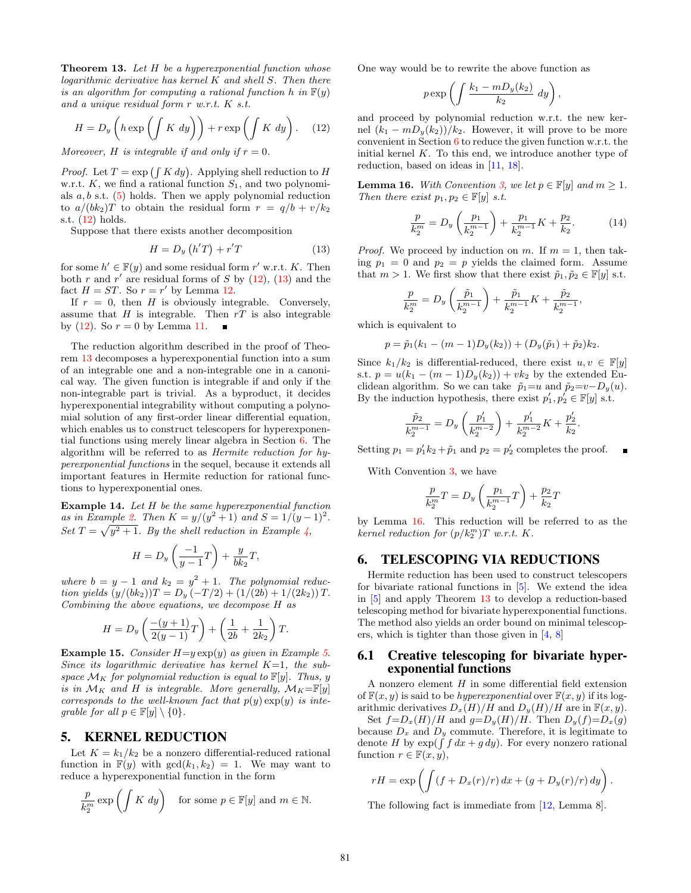**Theorem 13.** *Let $H$ be a hyperexponential function whose logarithmic derivative has kernel $K$ and shell $S$. Then there is an algorithm for computing a rational function $h$ in $\mathbb{F}(y)$ and a unique residual form $r$ w.r.t. $K$ s.t.*

$$H = D_y\left(h \exp\left(\int K\, dy\right)\right) + r \exp\left(\int K\, dy\right). \quad (12)$$

*Moreover, $H$ is integrable if and only if $r = 0$.*

*Proof.* Let $T = \exp\left(\int K\, dy\right)$. Applying shell reduction to $H$ w.r.t. $K$, we find a rational function $S_1$, and two polynomials $a, b$ s.t. (5) holds. Then we apply polynomial reduction to $a/(bk_2)T$ to obtain the residual form $r = q/b + v/k_2$ s.t. (12) holds.

Suppose that there exists another decomposition

$$H = D_y\left(h' T\right) + r' T \quad (13)$$

for some $h' \in \mathbb{F}(y)$ and some residual form $r'$ w.r.t. $K$. Then both $r$ and $r'$ are residual forms of $S$ by (12), (13) and the fact $H = ST$. So $r = r'$ by Lemma 12.

If $r = 0$, then $H$ is obviously integrable. Conversely, assume that $H$ is integrable. Then $rT$ is also integrable by (12). So $r = 0$ by Lemma 11. ∎

The reduction algorithm described in the proof of Theorem 13 decomposes a hyperexponential function into a sum of an integrable one and a non-integrable one in a canonical way. The given function is integrable if and only if the non-integrable part is trivial. As a byproduct, it decides hyperexponential integrability without computing a polynomial solution of any first-order linear differential equation, which enables us to construct telescopers for hyperexponential functions using merely linear algebra in Section 6. The algorithm will be referred to as *Hermite reduction for hyperexponential functions* in the sequel, because it extends all important features in Hermite reduction for rational functions to hyperexponential ones.

**Example 14.** *Let $H$ be the same hyperexponential function as in Example 2. Then $K = y/(y^2+1)$ and $S = 1/(y-1)^2$. Set $T = \sqrt{y^2+1}$. By the shell reduction in Example 4,*

$$H = D_y\left(\frac{-1}{y-1}T\right) + \frac{y}{bk_2}T,$$

*where $b = y-1$ and $k_2 = y^2+1$. The polynomial reduction yields $(y/(bk_2))T = D_y\left(-T/2\right) + \left(1/(2b) + 1/(2k_2)\right)T$. Combining the above equations, we decompose $H$ as*

$$H = D_y\left(\frac{-(y+1)}{2(y-1)}T\right) + \left(\frac{1}{2b} + \frac{1}{2k_2}\right)T.$$

**Example 15.** *Consider $H{=}y\exp(y)$ as given in Example 5. Since its logarithmic derivative has kernel $K{=}1$, the subspace $\mathcal{M}_K$ for polynomial reduction is equal to $\mathbb{F}[y]$. Thus, $y$ is in $\mathcal{M}_K$ and $H$ is integrable. More generally, $\mathcal{M}_K{=}\mathbb{F}[y]$ corresponds to the well-known fact that $p(y)\exp(y)$ is integrable for all $p \in \mathbb{F}[y] \setminus \{0\}$.*

# 5. KERNEL REDUCTION

Let $K = k_1/k_2$ be a nonzero differential-reduced rational function in $\mathbb{F}(y)$ with $\gcd(k_1, k_2) = 1$. We may want to reduce a hyperexponential function in the form

$$\frac{p}{k_2^m} \exp\left(\int K\, dy\right) \quad \text{for some } p \in \mathbb{F}[y] \text{ and } m \in \mathbb{N}.$$

One way would be to rewrite the above function as

$$p \exp\left(\int \frac{k_1 - mD_y(k_2)}{k_2}\, dy\right),$$

and proceed by polynomial reduction w.r.t. the new kernel $(k_1 - mD_y(k_2))/k_2$. However, it will prove to be more convenient in Section 6 to reduce the given function w.r.t. the initial kernel $K$. To this end, we introduce another type of reduction, based on ideas in [11, 18].

**Lemma 16.** *With Convention 3, we let $p \in \mathbb{F}[y]$ and $m \geq 1$. Then there exist $p_1, p_2 \in \mathbb{F}[y]$ s.t.*

$$\frac{p}{k_2^m} = D_y\left(\frac{p_1}{k_2^{m-1}}\right) + \frac{p_1}{k_2^{m-1}}K + \frac{p_2}{k_2}. \quad (14)$$

*Proof.* We proceed by induction on $m$. If $m = 1$, then taking $p_1 = 0$ and $p_2 = p$ yields the claimed form. Assume that $m > 1$. We first show that there exist $\tilde{p}_1, \tilde{p}_2 \in \mathbb{F}[y]$ s.t.

$$\frac{p}{k_2^m} = D_y\left(\frac{\tilde{p}_1}{k_2^{m-1}}\right) + \frac{\tilde{p}_1}{k_2^{m-1}}K + \frac{\tilde{p}_2}{k_2^{m-1}},$$

which is equivalent to

$$p = \tilde{p}_1(k_1 - (m-1)D_y(k_2)) + (D_y(\tilde{p}_1) + \tilde{p}_2)k_2.$$

Since $k_1/k_2$ is differential-reduced, there exist $u, v \in \mathbb{F}[y]$ s.t. $p = u(k_1 - (m-1)D_y(k_2)) + vk_2$ by the extended Euclidean algorithm. So we can take $\tilde{p}_1{=}u$ and $\tilde{p}_2{=}v{-}D_y(u)$. By the induction hypothesis, there exist $p_1', p_2' \in \mathbb{F}[y]$ s.t.

$$\frac{\tilde{p}_2}{k_2^{m-1}} = D_y\left(\frac{p_1'}{k_2^{m-2}}\right) + \frac{p_1'}{k_2^{m-2}}K + \frac{p_2'}{k_2}.$$

Setting $p_1 = p_1'k_2 + \tilde{p}_1$ and $p_2 = p_2'$ completes the proof. ∎

With Convention 3, we have

$$\frac{p}{k_2^m}T = D_y\left(\frac{p_1}{k_2^{m-1}}T\right) + \frac{p_2}{k_2}T$$

by Lemma 16. This reduction will be referred to as the *kernel reduction for $(p/k_2^m)T$ w.r.t. $K$*.

# 6. TELESCOPING VIA REDUCTIONS

Hermite reduction has been used to construct telescopers for bivariate rational functions in [5]. We extend the idea in [5] and apply Theorem 13 to develop a reduction-based telescoping method for bivariate hyperexponential functions. The method also yields an order bound on minimal telescopers, which is tighter than those given in [4, 8]

## 6.1 Creative telescoping for bivariate hyperexponential functions

A nonzero element $H$ in some differential field extension of $\mathbb{F}(x, y)$ is said to be *hyperexponential* over $\mathbb{F}(x, y)$ if its logarithmic derivatives $D_x(H)/H$ and $D_y(H)/H$ are in $\mathbb{F}(x, y)$.

Set $f{=}D_x(H)/H$ and $g{=}D_y(H)/H$. Then $D_y(f){=}D_x(g)$ because $D_x$ and $D_y$ commute. Therefore, it is legitimate to denote $H$ by $\exp(\int f\, dx + g\, dy)$. For every nonzero rational function $r \in \mathbb{F}(x, y)$,

$$rH = \exp\left(\int (f + D_x(r)/r)\, dx + (g + D_y(r)/r)\, dy\right).$$

The following fact is immediate from [12, Lemma 8].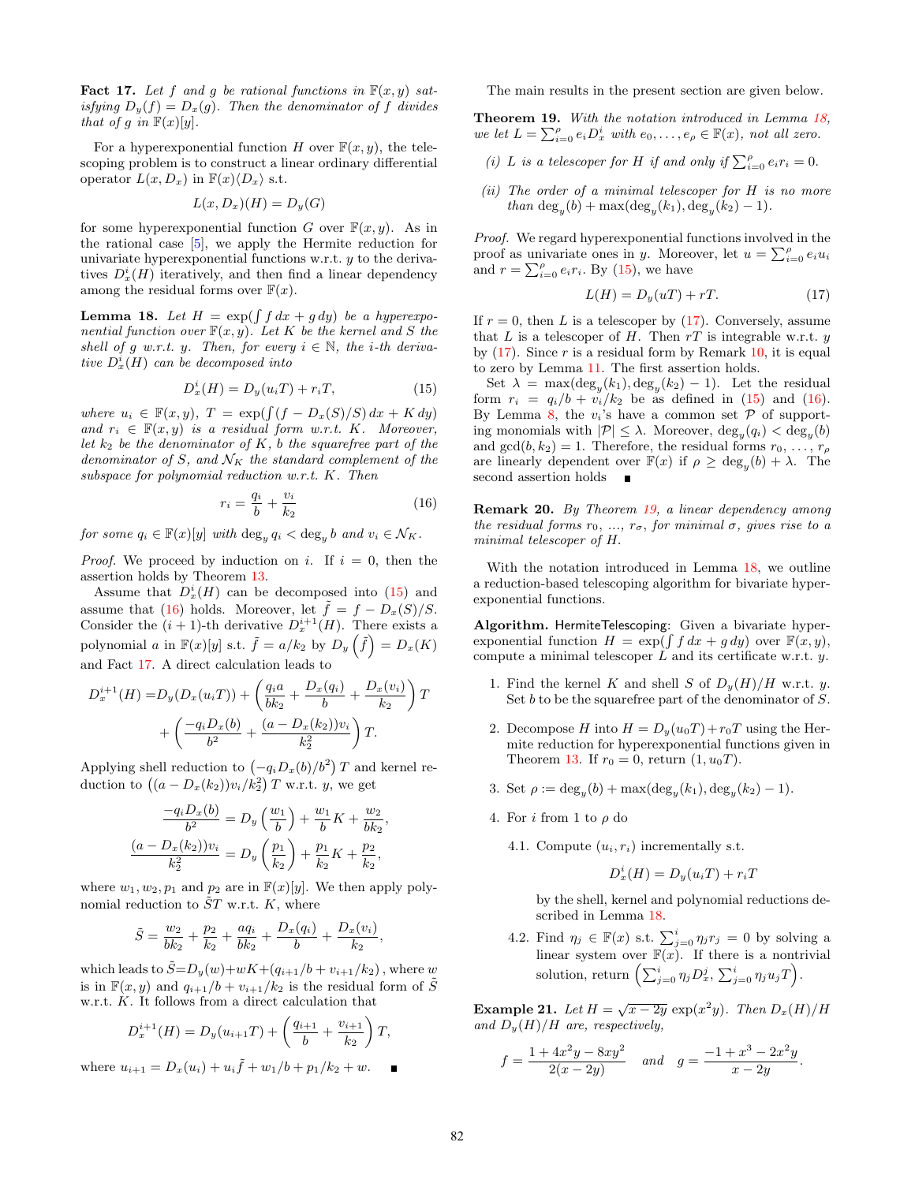**Fact 17.** *Let $f$ and $g$ be rational functions in $\mathbb{F}(x,y)$ satisfying $D_y(f) = D_x(g)$. Then the denominator of $f$ divides that of $g$ in $\mathbb{F}(x)[y]$.*

For a hyperexponential function $H$ over $\mathbb{F}(x,y)$, the telescoping problem is to construct a linear ordinary differential operator $L(x, D_x)$ in $\mathbb{F}(x)\langle D_x\rangle$ s.t.

$$L(x, D_x)(H) = D_y(G)$$

for some hyperexponential function $G$ over $\mathbb{F}(x,y)$. As in the rational case [5], we apply the Hermite reduction for univariate hyperexponential functions w.r.t. $y$ to the derivatives $D_x^i(H)$ iteratively, and then find a linear dependency among the residual forms over $\mathbb{F}(x)$.

**Lemma 18.** *Let $H = \exp(\int f\,dx + g\,dy)$ be a hyperexponential function over $\mathbb{F}(x,y)$. Let $K$ be the kernel and $S$ the shell of $g$ w.r.t. $y$. Then, for every $i \in \mathbb{N}$, the $i$-th derivative $D_x^i(H)$ can be decomposed into*

$$D_x^i(H) = D_y(u_i T) + r_i T, \tag{15}$$

*where $u_i \in \mathbb{F}(x,y)$, $T = \exp(\int (f - D_x(S)/S)\,dx + K\,dy)$ and $r_i \in \mathbb{F}(x,y)$ is a residual form w.r.t. $K$. Moreover, let $k_2$ be the denominator of $K$, $b$ the squarefree part of the denominator of $S$, and $\mathcal{N}_K$ the standard complement of the subspace for polynomial reduction w.r.t. $K$. Then*

$$r_i = \frac{q_i}{b} + \frac{v_i}{k_2} \tag{16}$$

*for some $q_i \in \mathbb{F}(x)[y]$ with $\deg_y q_i < \deg_y b$ and $v_i \in \mathcal{N}_K$.*

*Proof.* We proceed by induction on $i$. If $i = 0$, then the assertion holds by Theorem 13.

Assume that $D_x^i(H)$ can be decomposed into (15) and assume that (16) holds. Moreover, let $\tilde{f} = f - D_x(S)/S$. Consider the $(i+1)$-th derivative $D_x^{i+1}(H)$. There exists a polynomial $a$ in $\mathbb{F}(x)[y]$ s.t. $\tilde{f} = a/k_2$ by $D_y\left(\tilde{f}\right) = D_x(K)$ and Fact 17. A direct calculation leads to

$$D_x^{i+1}(H) = D_y(D_x(u_i T)) + \left(\frac{q_i a}{b k_2} + \frac{D_x(q_i)}{b} + \frac{D_x(v_i)}{k_2}\right) T$$
$$+ \left(\frac{-q_i D_x(b)}{b^2} + \frac{(a - D_x(k_2)) v_i}{k_2^2}\right) T.$$

Applying shell reduction to $\left(-q_i D_x(b)/b^2\right) T$ and kernel reduction to $\left((a - D_x(k_2)) v_i/k_2^2\right) T$ w.r.t. $y$, we get

$$\frac{-q_i D_x(b)}{b^2} = D_y\left(\frac{w_1}{b}\right) + \frac{w_1}{b} K + \frac{w_2}{b k_2},$$
$$\frac{(a - D_x(k_2)) v_i}{k_2^2} = D_y\left(\frac{p_1}{k_2}\right) + \frac{p_1}{k_2} K + \frac{p_2}{k_2},$$

where $w_1, w_2, p_1$ and $p_2$ are in $\mathbb{F}(x)[y]$. We then apply polynomial reduction to $\tilde{S} T$ w.r.t. $K$, where

$$\tilde{S} = \frac{w_2}{b k_2} + \frac{p_2}{k_2} + \frac{a q_i}{b k_2} + \frac{D_x(q_i)}{b} + \frac{D_x(v_i)}{k_2},$$

which leads to $\tilde{S} = D_y(w) + wK + (q_{i+1}/b + v_{i+1}/k_2)$, where $w$ is in $\mathbb{F}(x,y)$ and $q_{i+1}/b + v_{i+1}/k_2$ is the residual form of $\tilde{S}$ w.r.t. $K$. It follows from a direct calculation that

$$D_x^{i+1}(H) = D_y(u_{i+1} T) + \left(\frac{q_{i+1}}{b} + \frac{v_{i+1}}{k_2}\right) T,$$

where $u_{i+1} = D_x(u_i) + u_i \tilde{f} + w_1/b + p_1/k_2 + w$. ∎

The main results in the present section are given below.

**Theorem 19.** *With the notation introduced in Lemma 18, we let $L = \sum_{i=0}^{\rho} e_i D_x^i$ with $e_0, \ldots, e_\rho \in \mathbb{F}(x)$, not all zero.*

*(i) $L$ is a telescoper for $H$ if and only if $\sum_{i=0}^{\rho} e_i r_i = 0$.*

*(ii) The order of a minimal telescoper for $H$ is no more than $\deg_y(b) + \max(\deg_y(k_1), \deg_y(k_2) - 1)$.*

*Proof.* We regard hyperexponential functions involved in the proof as univariate ones in $y$. Moreover, let $u = \sum_{i=0}^{\rho} e_i u_i$ and $r = \sum_{i=0}^{\rho} e_i r_i$. By (15), we have

$$L(H) = D_y(uT) + rT. \tag{17}$$

If $r = 0$, then $L$ is a telescoper by (17). Conversely, assume that $L$ is a telescoper of $H$. Then $rT$ is integrable w.r.t. $y$ by (17). Since $r$ is a residual form by Remark 10, it is equal to zero by Lemma 11. The first assertion holds.

Set $\lambda = \max(\deg_y(k_1), \deg_y(k_2) - 1)$. Let the residual form $r_i = q_i/b + v_i/k_2$ be as defined in (15) and (16). By Lemma 8, the $v_i$'s have a common set $\mathcal{P}$ of supporting monomials with $|\mathcal{P}| \le \lambda$. Moreover, $\deg_y(q_i) < \deg_y(b)$ and $\gcd(b, k_2) = 1$. Therefore, the residual forms $r_0, \ldots, r_\rho$ are linearly dependent over $\mathbb{F}(x)$ if $\rho \ge \deg_y(b) + \lambda$. The second assertion holds ∎

**Remark 20.** *By Theorem 19, a linear dependency among the residual forms $r_0, \ldots, r_\sigma$, for minimal $\sigma$, gives rise to a minimal telescoper of $H$.*

With the notation introduced in Lemma 18, we outline a reduction-based telescoping algorithm for bivariate hyperexponential functions.

**Algorithm.** HermiteTelescoping: Given a bivariate hyperexponential function $H = \exp(\int f\,dx + g\,dy)$ over $\mathbb{F}(x,y)$, compute a minimal telescoper $L$ and its certificate w.r.t. $y$.

1. Find the kernel $K$ and shell $S$ of $D_y(H)/H$ w.r.t. $y$. Set $b$ to be the squarefree part of the denominator of $S$.
2. Decompose $H$ into $H = D_y(u_0 T) + r_0 T$ using the Hermite reduction for hyperexponential functions given in Theorem 13. If $r_0 = 0$, return $(1, u_0 T)$.
3. Set $\rho := \deg_y(b) + \max(\deg_y(k_1), \deg_y(k_2) - 1)$.
4. For $i$ from 1 to $\rho$ do

   4.1. Compute $(u_i, r_i)$ incrementally s.t.

   $$D_x^i(H) = D_y(u_i T) + r_i T$$

   by the shell, kernel and polynomial reductions described in Lemma 18.

   4.2. Find $\eta_j \in \mathbb{F}(x)$ s.t. $\sum_{j=0}^{i} \eta_j r_j = 0$ by solving a linear system over $\mathbb{F}(x)$. If there is a nontrivial solution, return $\left(\sum_{j=0}^{i} \eta_j D_x^j, \sum_{j=0}^{i} \eta_j u_j T\right)$.

**Example 21.** *Let $H = \sqrt{x - 2y}\,\exp(x^2 y)$. Then $D_x(H)/H$ and $D_y(H)/H$ are, respectively,*

$$f = \frac{1 + 4x^2 y - 8xy^2}{2(x - 2y)} \quad \text{and} \quad g = \frac{-1 + x^3 - 2x^2 y}{x - 2y}.$$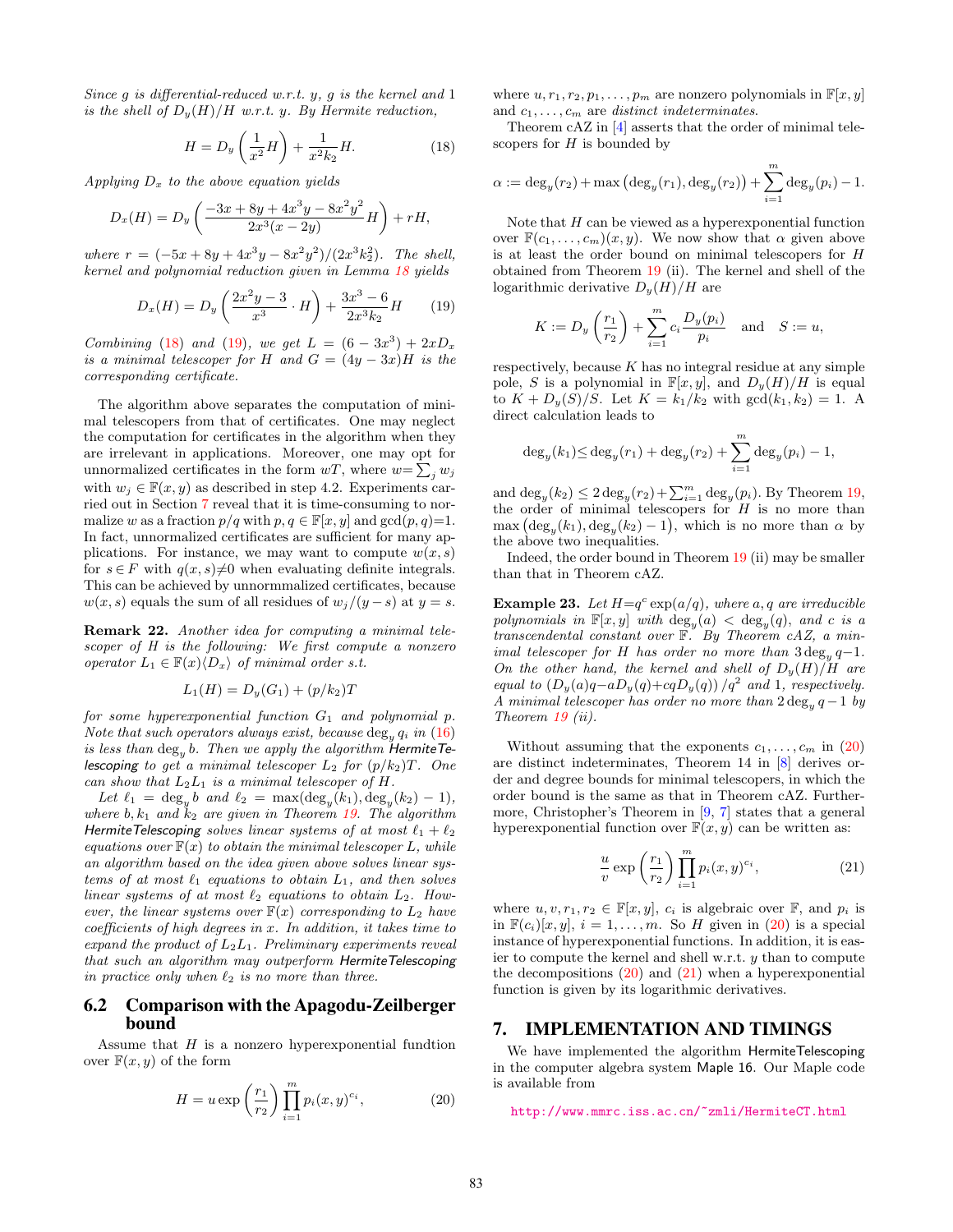*Since $g$ is differential-reduced w.r.t. $y$, $g$ is the kernel and 1 is the shell of $D_y(H)/H$ w.r.t. $y$. By Hermite reduction,*

$$H = D_y\left(\frac{1}{x^2}H\right) + \frac{1}{x^2k_2}H. \tag{18}$$

*Applying $D_x$ to the above equation yields*

$$D_x(H) = D_y\left(\frac{-3x+8y+4x^3y-8x^2y^2}{2x^3(x-2y)}H\right) + rH,$$

*where $r = (-5x+8y+4x^3y-8x^2y^2)/(2x^3k_2^2)$. The shell, kernel and polynomial reduction given in Lemma 18 yields*

$$D_x(H) = D_y\left(\frac{2x^2y-3}{x^3}\cdot H\right) + \frac{3x^3-6}{2x^3k_2}H \tag{19}$$

*Combining (18) and (19), we get $L = (6-3x^3) + 2xD_x$ is a minimal telescoper for $H$ and $G = (4y-3x)H$ is the corresponding certificate.*

The algorithm above separates the computation of minimal telescopers from that of certificates. One may neglect the computation for certificates in the algorithm when they are irrelevant in applications. Moreover, one may opt for unnormalized certificates in the form $wT$, where $w = \sum_j w_j$ with $w_j \in \mathbb{F}(x,y)$ as described in step 4.2. Experiments carried out in Section 7 reveal that it is time-consuming to normalize $w$ as a fraction $p/q$ with $p,q \in \mathbb{F}[x,y]$ and $\gcd(p,q)=1$. In fact, unnormalized certificates are sufficient for many applications. For instance, we may want to compute $w(x,s)$ for $s \in F$ with $q(x,s) \neq 0$ when evaluating definite integrals. This can be achieved by unnormmalized certificates, because $w(x,s)$ equals the sum of all residues of $w_j/(y-s)$ at $y=s$.

**Remark 22.** *Another idea for computing a minimal telescoper of $H$ is the following: We first compute a nonzero operator $L_1 \in \mathbb{F}(x)\langle D_x\rangle$ of minimal order s.t.*

$$L_1(H) = D_y(G_1) + (p/k_2)T$$

*for some hyperexponential function $G_1$ and polynomial $p$. Note that such operators always exist, because $\deg_y q_i$ in (16) is less than $\deg_y b$. Then we apply the algorithm HermiteTelescoping to get a minimal telescoper $L_2$ for $(p/k_2)T$. One can show that $L_2L_1$ is a minimal telescoper of $H$.*

*Let $\ell_1 = \deg_y b$ and $\ell_2 = \max(\deg_y(k_1), \deg_y(k_2)-1)$, where $b, k_1$ and $k_2$ are given in Theorem 19. The algorithm HermiteTelescoping solves linear systems of at most $\ell_1+\ell_2$ equations over $\mathbb{F}(x)$ to obtain the minimal telescoper $L$, while an algorithm based on the idea given above solves linear systems of at most $\ell_1$ equations to obtain $L_1$, and then solves linear systems of at most $\ell_2$ equations to obtain $L_2$. However, the linear systems over $\mathbb{F}(x)$ corresponding to $L_2$ have coefficients of high degrees in $x$. In addition, it takes time to expand the product of $L_2L_1$. Preliminary experiments reveal that such an algorithm may outperform HermiteTelescoping in practice only when $\ell_2$ is no more than three.*

## 6.2 Comparison with the Apagodu-Zeilberger bound

Assume that $H$ is a nonzero hyperexponential fundtion over $\mathbb{F}(x,y)$ of the form

$$H = u\exp\left(\frac{r_1}{r_2}\right)\prod_{i=1}^m p_i(x,y)^{c_i}, \tag{20}$$

where $u, r_1, r_2, p_1, \ldots, p_m$ are nonzero polynomials in $\mathbb{F}[x,y]$ and $c_1, \ldots, c_m$ are *distinct indeterminates*.

Theorem cAZ in [4] asserts that the order of minimal telescopers for $H$ is bounded by

$$\alpha := \deg_y(r_2) + \max\left(\deg_y(r_1), \deg_y(r_2)\right) + \sum_{i=1}^m \deg_y(p_i) - 1.$$

Note that $H$ can be viewed as a hyperexponential function over $\mathbb{F}(c_1,\ldots,c_m)(x,y)$. We now show that $\alpha$ given above is at least the order bound on minimal telescopers for $H$ obtained from Theorem 19 (ii). The kernel and shell of the logarithmic derivative $D_y(H)/H$ are

$$K := D_y\left(\frac{r_1}{r_2}\right) + \sum_{i=1}^m c_i\frac{D_y(p_i)}{p_i} \quad \text{and} \quad S := u,$$

respectively, because $K$ has no integral residue at any simple pole, $S$ is a polynomial in $\mathbb{F}[x,y]$, and $D_y(H)/H$ is equal to $K + D_y(S)/S$. Let $K = k_1/k_2$ with $\gcd(k_1,k_2)=1$. A direct calculation leads to

$$\deg_y(k_1) \le \deg_y(r_1) + \deg_y(r_2) + \sum_{i=1}^m \deg_y(p_i) - 1,$$

and $\deg_y(k_2) \le 2\deg_y(r_2) + \sum_{i=1}^m \deg_y(p_i)$. By Theorem 19, the order of minimal telescopers for $H$ is no more than $\max\left(\deg_y(k_1), \deg_y(k_2)-1\right)$, which is no more than $\alpha$ by the above two inequalities.

Indeed, the order bound in Theorem 19 (ii) may be smaller than that in Theorem cAZ.

**Example 23.** *Let $H = q^c\exp(a/q)$, where $a, q$ are irreducible polynomials in $\mathbb{F}[x,y]$ with $\deg_y(a) < \deg_y(q)$, and $c$ is a transcendental constant over $\mathbb{F}$. By Theorem cAZ, a minimal telescoper for $H$ has order no more than $3\deg_y q - 1$. On the other hand, the kernel and shell of $D_y(H)/H$ are equal to $\left(D_y(a)q - aD_y(q) + cqD_y(q)\right)/q^2$ and 1, respectively. A minimal telescoper has order no more than $2\deg_y q - 1$ by Theorem 19 (ii).*

Without assuming that the exponents $c_1,\ldots,c_m$ in (20) are distinct indeterminates, Theorem 14 in [8] derives order and degree bounds for minimal telescopers, in which the order bound is the same as that in Theorem cAZ. Furthermore, Christopher's Theorem in [9, 7] states that a general hyperexponential function over $\mathbb{F}(x,y)$ can be written as:

$$\frac{u}{v}\exp\left(\frac{r_1}{r_2}\right)\prod_{i=1}^m p_i(x,y)^{c_i}, \tag{21}$$

where $u, v, r_1, r_2 \in \mathbb{F}[x,y]$, $c_i$ is algebraic over $\mathbb{F}$, and $p_i$ is in $\mathbb{F}(c_i)[x,y]$, $i = 1,\ldots,m$. So $H$ given in (20) is a special instance of hyperexponential functions. In addition, it is easier to compute the kernel and shell w.r.t. $y$ than to compute the decompositions (20) and (21) when a hyperexponential function is given by its logarithmic derivatives.

# 7. IMPLEMENTATION AND TIMINGS

We have implemented the algorithm HermiteTelescoping in the computer algebra system Maple 16. Our Maple code is available from

http://www.mmrc.iss.ac.cn/~zmli/HermiteCT.html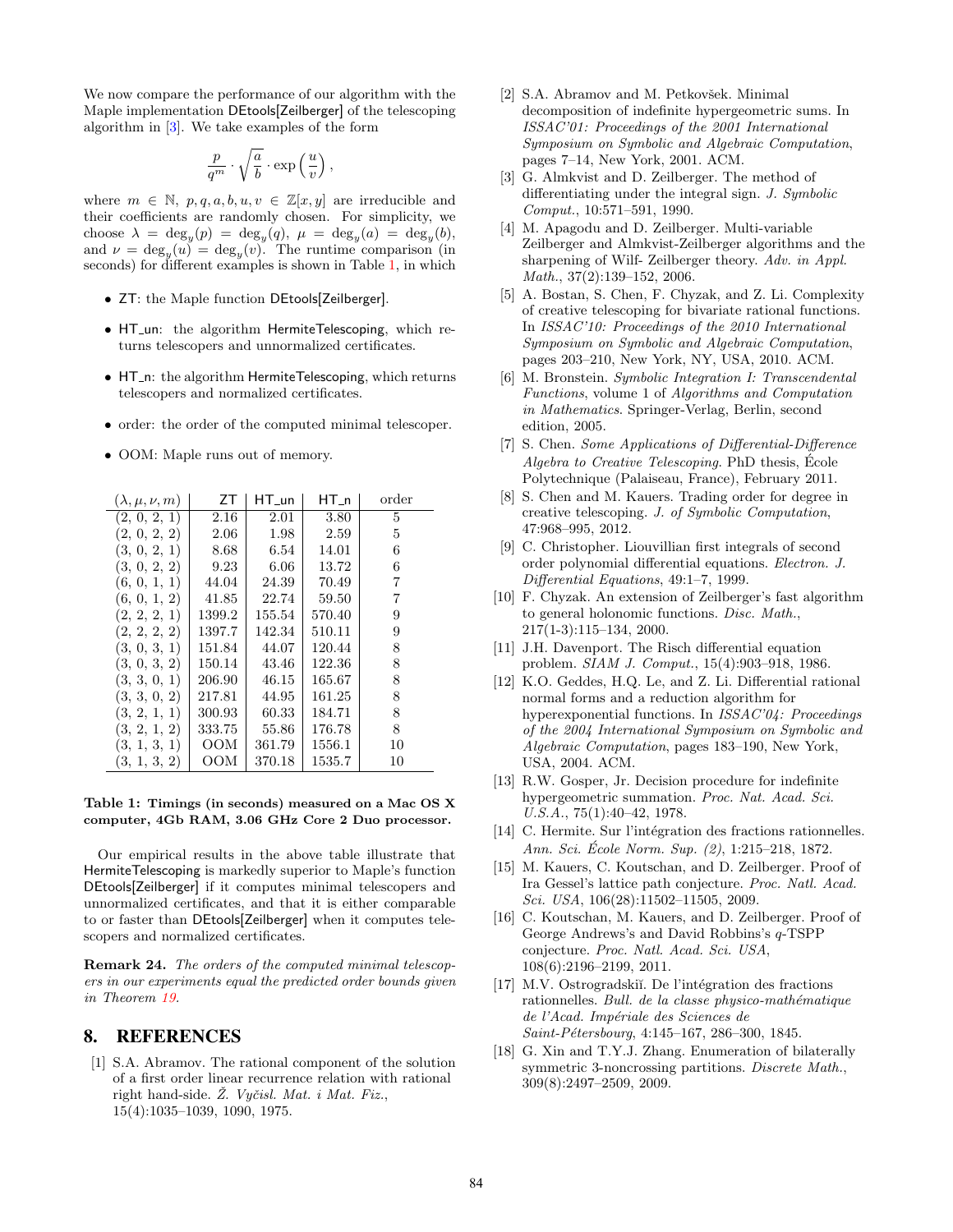We now compare the performance of our algorithm with the Maple implementation DEtools[Zeilberger] of the telescoping algorithm in [3]. We take examples of the form

$$\frac{p}{q^m} \cdot \sqrt{\frac{a}{b}} \cdot \exp\left(\frac{u}{v}\right),$$

where $m \in \mathbb{N}$, $p, q, a, b, u, v \in \mathbb{Z}[x, y]$ are irreducible and their coefficients are randomly chosen. For simplicity, we choose $\lambda = \deg_y(p) = \deg_y(q)$, $\mu = \deg_y(a) = \deg_y(b)$, and $\nu = \deg_y(u) = \deg_y(v)$. The runtime comparison (in seconds) for different examples is shown in Table 1, in which

- ZT: the Maple function DEtools[Zeilberger].
- HT_un: the algorithm HermiteTelescoping, which returns telescopers and unnormalized certificates.
- HT_n: the algorithm HermiteTelescoping, which returns telescopers and normalized certificates.
- order: the order of the computed minimal telescoper.
- OOM: Maple runs out of memory.

| $(\lambda, \mu, \nu, m)$ | ZT | HT_un | HT_n | order |
|---|---|---|---|---|
| (2, 0, 2, 1) | 2.16 | 2.01 | 3.80 | 5 |
| (2, 0, 2, 2) | 2.06 | 1.98 | 2.59 | 5 |
| (3, 0, 2, 1) | 8.68 | 6.54 | 14.01 | 6 |
| (3, 0, 2, 2) | 9.23 | 6.06 | 13.72 | 6 |
| (6, 0, 1, 1) | 44.04 | 24.39 | 70.49 | 7 |
| (6, 0, 1, 2) | 41.85 | 22.74 | 59.50 | 7 |
| (2, 2, 2, 1) | 1399.2 | 155.54 | 570.40 | 9 |
| (2, 2, 2, 2) | 1397.7 | 142.34 | 510.11 | 9 |
| (3, 0, 3, 1) | 151.84 | 44.07 | 120.44 | 8 |
| (3, 0, 3, 2) | 150.14 | 43.46 | 122.36 | 8 |
| (3, 3, 0, 1) | 206.90 | 46.15 | 165.67 | 8 |
| (3, 3, 0, 2) | 217.81 | 44.95 | 161.25 | 8 |
| (3, 2, 1, 1) | 300.93 | 60.33 | 184.71 | 8 |
| (3, 2, 1, 2) | 333.75 | 55.86 | 176.78 | 8 |
| (3, 1, 3, 1) | OOM | 361.79 | 1556.1 | 10 |
| (3, 1, 3, 2) | OOM | 370.18 | 1535.7 | 10 |

**Table 1: Timings (in seconds) measured on a Mac OS X computer, 4Gb RAM, 3.06 GHz Core 2 Duo processor.**

Our empirical results in the above table illustrate that HermiteTelescoping is markedly superior to Maple's function DEtools[Zeilberger] if it computes minimal telescopers and unnormalized certificates, and that it is either comparable to or faster than DEtools[Zeilberger] when it computes telescopers and normalized certificates.

**Remark 24.** *The orders of the computed minimal telescopers in our experiments equal the predicted order bounds given in Theorem 19.*

## 8. REFERENCES

[1] S.A. Abramov. The rational component of the solution of a first order linear recurrence relation with rational right hand-side. *Ž. Vyčisl. Mat. i Mat. Fiz.*, 15(4):1035–1039, 1090, 1975.

[2] S.A. Abramov and M. Petkovšek. Minimal decomposition of indefinite hypergeometric sums. In *ISSAC'01: Proceedings of the 2001 International Symposium on Symbolic and Algebraic Computation*, pages 7–14, New York, 2001. ACM.

[3] G. Almkvist and D. Zeilberger. The method of differentiating under the integral sign. *J. Symbolic Comput.*, 10:571–591, 1990.

[4] M. Apagodu and D. Zeilberger. Multi-variable Zeilberger and Almkvist-Zeilberger algorithms and the sharpening of Wilf- Zeilberger theory. *Adv. in Appl. Math.*, 37(2):139–152, 2006.

[5] A. Bostan, S. Chen, F. Chyzak, and Z. Li. Complexity of creative telescoping for bivariate rational functions. In *ISSAC'10: Proceedings of the 2010 International Symposium on Symbolic and Algebraic Computation*, pages 203–210, New York, NY, USA, 2010. ACM.

[6] M. Bronstein. *Symbolic Integration I: Transcendental Functions*, volume 1 of *Algorithms and Computation in Mathematics*. Springer-Verlag, Berlin, second edition, 2005.

[7] S. Chen. *Some Applications of Differential-Difference Algebra to Creative Telescoping*. PhD thesis, École Polytechnique (Palaiseau, France), February 2011.

[8] S. Chen and M. Kauers. Trading order for degree in creative telescoping. *J. of Symbolic Computation*, 47:968–995, 2012.

[9] C. Christopher. Liouvillian first integrals of second order polynomial differential equations. *Electron. J. Differential Equations*, 49:1–7, 1999.

[10] F. Chyzak. An extension of Zeilberger's fast algorithm to general holonomic functions. *Disc. Math.*, 217(1-3):115–134, 2000.

[11] J.H. Davenport. The Risch differential equation problem. *SIAM J. Comput.*, 15(4):903–918, 1986.

[12] K.O. Geddes, H.Q. Le, and Z. Li. Differential rational normal forms and a reduction algorithm for hyperexponential functions. In *ISSAC'04: Proceedings of the 2004 International Symposium on Symbolic and Algebraic Computation*, pages 183–190, New York, USA, 2004. ACM.

[13] R.W. Gosper, Jr. Decision procedure for indefinite hypergeometric summation. *Proc. Nat. Acad. Sci. U.S.A.*, 75(1):40–42, 1978.

[14] C. Hermite. Sur l'intégration des fractions rationnelles. *Ann. Sci. École Norm. Sup. (2)*, 1:215–218, 1872.

[15] M. Kauers, C. Koutschan, and D. Zeilberger. Proof of Ira Gessel's lattice path conjecture. *Proc. Natl. Acad. Sci. USA*, 106(28):11502–11505, 2009.

[16] C. Koutschan, M. Kauers, and D. Zeilberger. Proof of George Andrews's and David Robbins's *q*-TSPP conjecture. *Proc. Natl. Acad. Sci. USA*, 108(6):2196–2199, 2011.

[17] M.V. Ostrogradskiĭ. De l'intégration des fractions rationnelles. *Bull. de la classe physico-mathématique de l'Acad. Impériale des Sciences de Saint-Pétersbourg*, 4:145–167, 286–300, 1845.

[18] G. Xin and T.Y.J. Zhang. Enumeration of bilaterally symmetric 3-noncrossing partitions. *Discrete Math.*, 309(8):2497–2509, 2009.